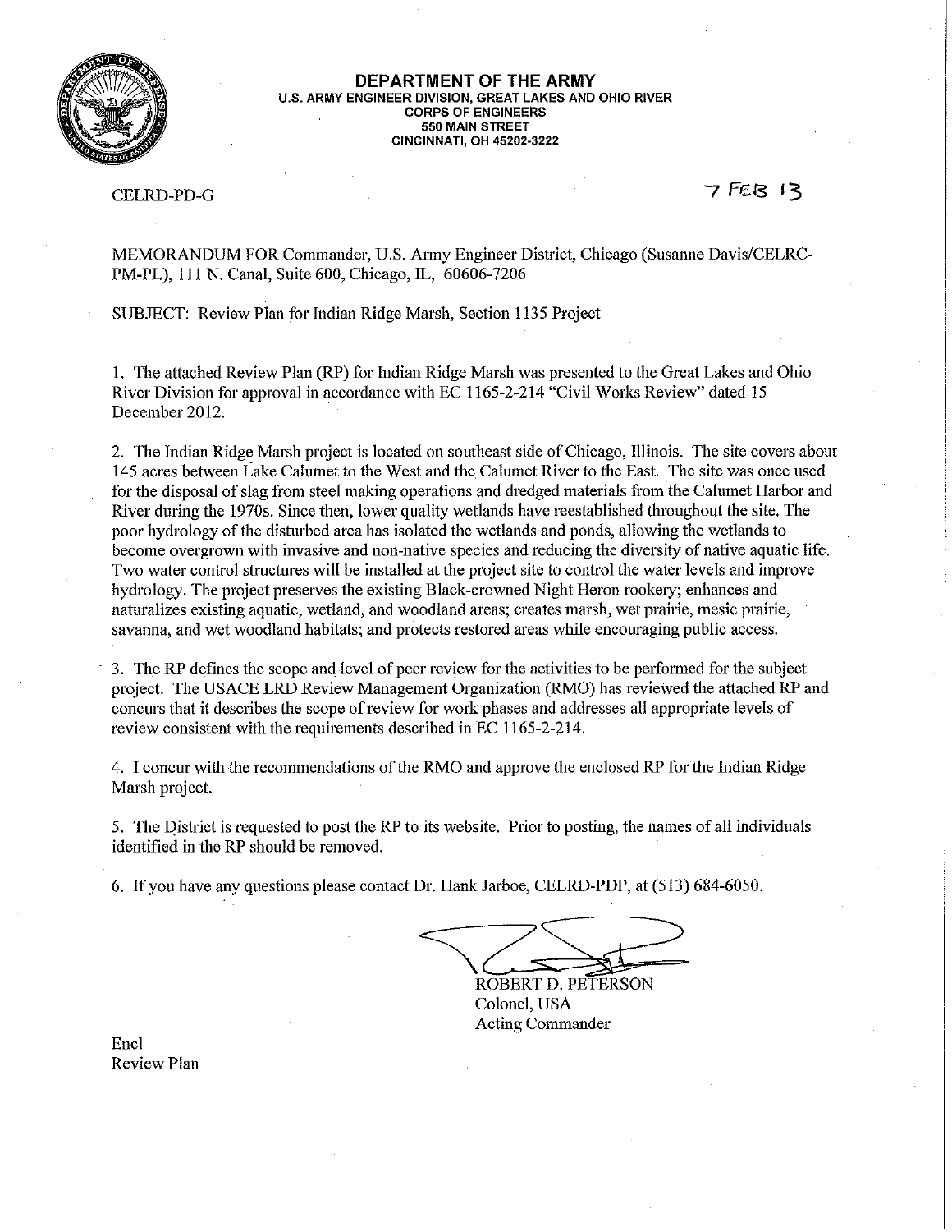**DEPARTMENT OF THE ARMY**
**U.S. ARMY ENGINEER DIVISION, GREAT LAKES AND OHIO RIVER**
**CORPS OF ENGINEERS**
**550 MAIN STREET**
**CINCINNATI, OH 45202-3222**

CELRD-PD-G

7 FEB 13

MEMORANDUM FOR Commander, U.S. Army Engineer District, Chicago (Susanne Davis/CELRC-PM-PL), 111 N. Canal, Suite 600, Chicago, IL, 60606-7206

SUBJECT: Review Plan for Indian Ridge Marsh, Section 1135 Project

1. The attached Review Plan (RP) for Indian Ridge Marsh was presented to the Great Lakes and Ohio River Division for approval in accordance with EC 1165-2-214 "Civil Works Review" dated 15 December 2012.

2. The Indian Ridge Marsh project is located on southeast side of Chicago, Illinois. The site covers about 145 acres between Lake Calumet to the West and the Calumet River to the East. The site was once used for the disposal of slag from steel making operations and dredged materials from the Calumet Harbor and River during the 1970s. Since then, lower quality wetlands have reestablished throughout the site. The poor hydrology of the disturbed area has isolated the wetlands and ponds, allowing the wetlands to become overgrown with invasive and non-native species and reducing the diversity of native aquatic life. Two water control structures will be installed at the project site to control the water levels and improve hydrology. The project preserves the existing Black-crowned Night Heron rookery; enhances and naturalizes existing aquatic, wetland, and woodland areas; creates marsh, wet prairie, mesic prairie, savanna, and wet woodland habitats; and protects restored areas while encouraging public access.

3. The RP defines the scope and level of peer review for the activities to be performed for the subject project. The USACE LRD Review Management Organization (RMO) has reviewed the attached RP and concurs that it describes the scope of review for work phases and addresses all appropriate levels of review consistent with the requirements described in EC 1165-2-214.

4. I concur with the recommendations of the RMO and approve the enclosed RP for the Indian Ridge Marsh project.

5. The District is requested to post the RP to its website. Prior to posting, the names of all individuals identified in the RP should be removed.

6. If you have any questions please contact Dr. Hank Jarboe, CELRD-PDP, at (513) 684-6050.

ROBERT D. PETERSON
Colonel, USA
Acting Commander

Encl
Review Plan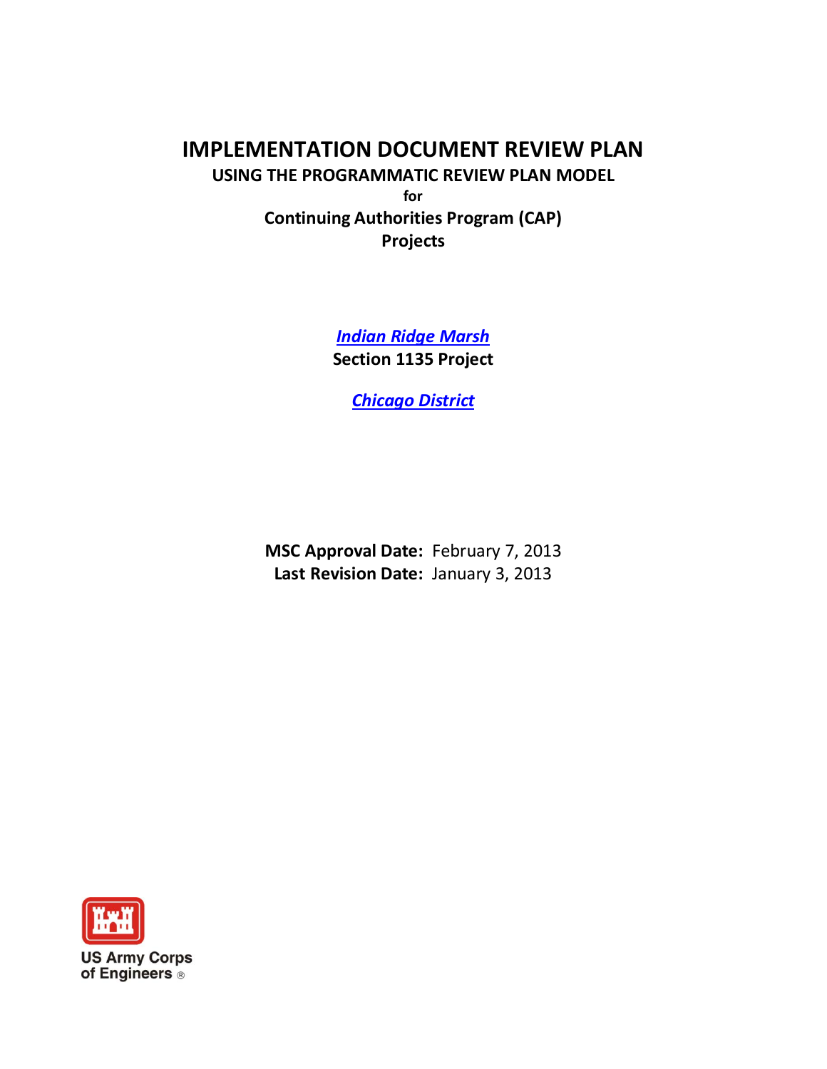# IMPLEMENTATION DOCUMENT REVIEW PLAN

## USING THE PROGRAMMATIC REVIEW PLAN MODEL

**for**

**Continuing Authorities Program (CAP) Projects**

***Indian Ridge Marsh***

**Section 1135 Project**

***Chicago District***

**MSC Approval Date:** February 7, 2013

**Last Revision Date:** January 3, 2013

US Army Corps of Engineers ®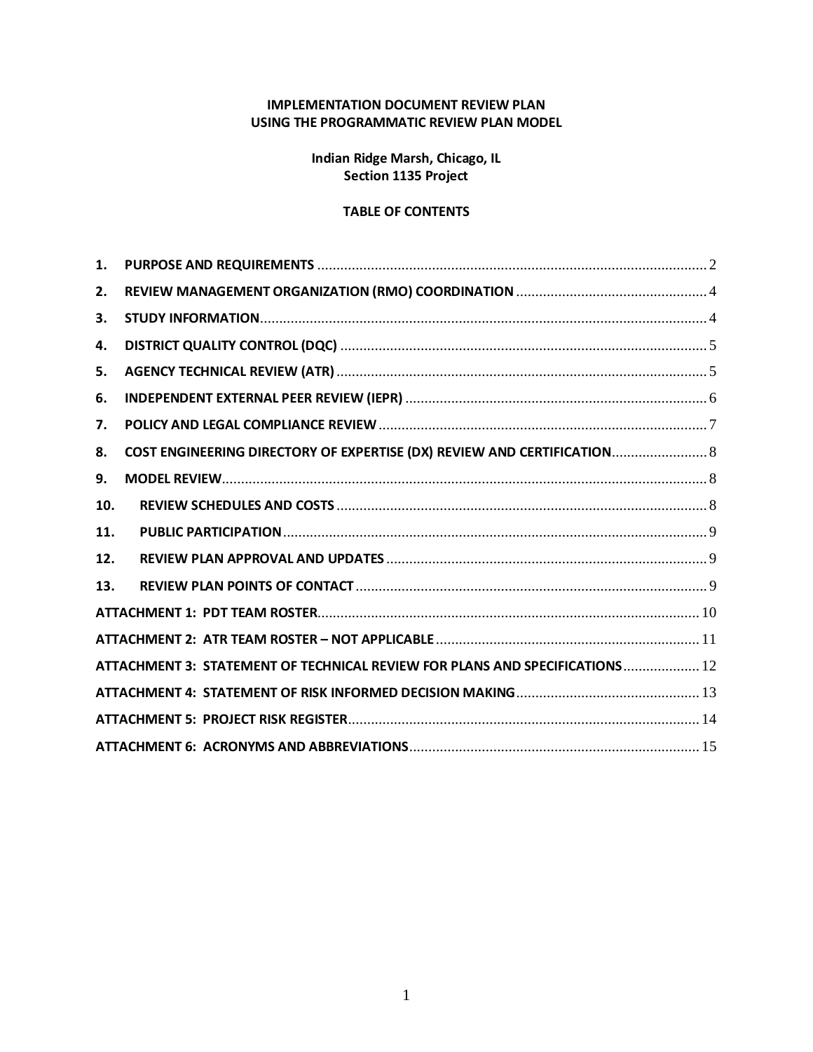**IMPLEMENTATION DOCUMENT REVIEW PLAN**
**USING THE PROGRAMMATIC REVIEW PLAN MODEL**

**Indian Ridge Marsh, Chicago, IL**
**Section 1135 Project**

**TABLE OF CONTENTS**

1. **PURPOSE AND REQUIREMENTS** ..... 2
2. **REVIEW MANAGEMENT ORGANIZATION (RMO) COORDINATION** ..... 4
3. **STUDY INFORMATION** ..... 4
4. **DISTRICT QUALITY CONTROL (DQC)** ..... 5
5. **AGENCY TECHNICAL REVIEW (ATR)** ..... 5
6. **INDEPENDENT EXTERNAL PEER REVIEW (IEPR)** ..... 6
7. **POLICY AND LEGAL COMPLIANCE REVIEW** ..... 7
8. **COST ENGINEERING DIRECTORY OF EXPERTISE (DX) REVIEW AND CERTIFICATION** ..... 8
9. **MODEL REVIEW** ..... 8
10. **REVIEW SCHEDULES AND COSTS** ..... 8
11. **PUBLIC PARTICIPATION** ..... 9
12. **REVIEW PLAN APPROVAL AND UPDATES** ..... 9
13. **REVIEW PLAN POINTS OF CONTACT** ..... 9

**ATTACHMENT 1: PDT TEAM ROSTER** ..... 10
**ATTACHMENT 2: ATR TEAM ROSTER – NOT APPLICABLE** ..... 11
**ATTACHMENT 3: STATEMENT OF TECHNICAL REVIEW FOR PLANS AND SPECIFICATIONS** ..... 12
**ATTACHMENT 4: STATEMENT OF RISK INFORMED DECISION MAKING** ..... 13
**ATTACHMENT 5: PROJECT RISK REGISTER** ..... 14
**ATTACHMENT 6: ACRONYMS AND ABBREVIATIONS** ..... 15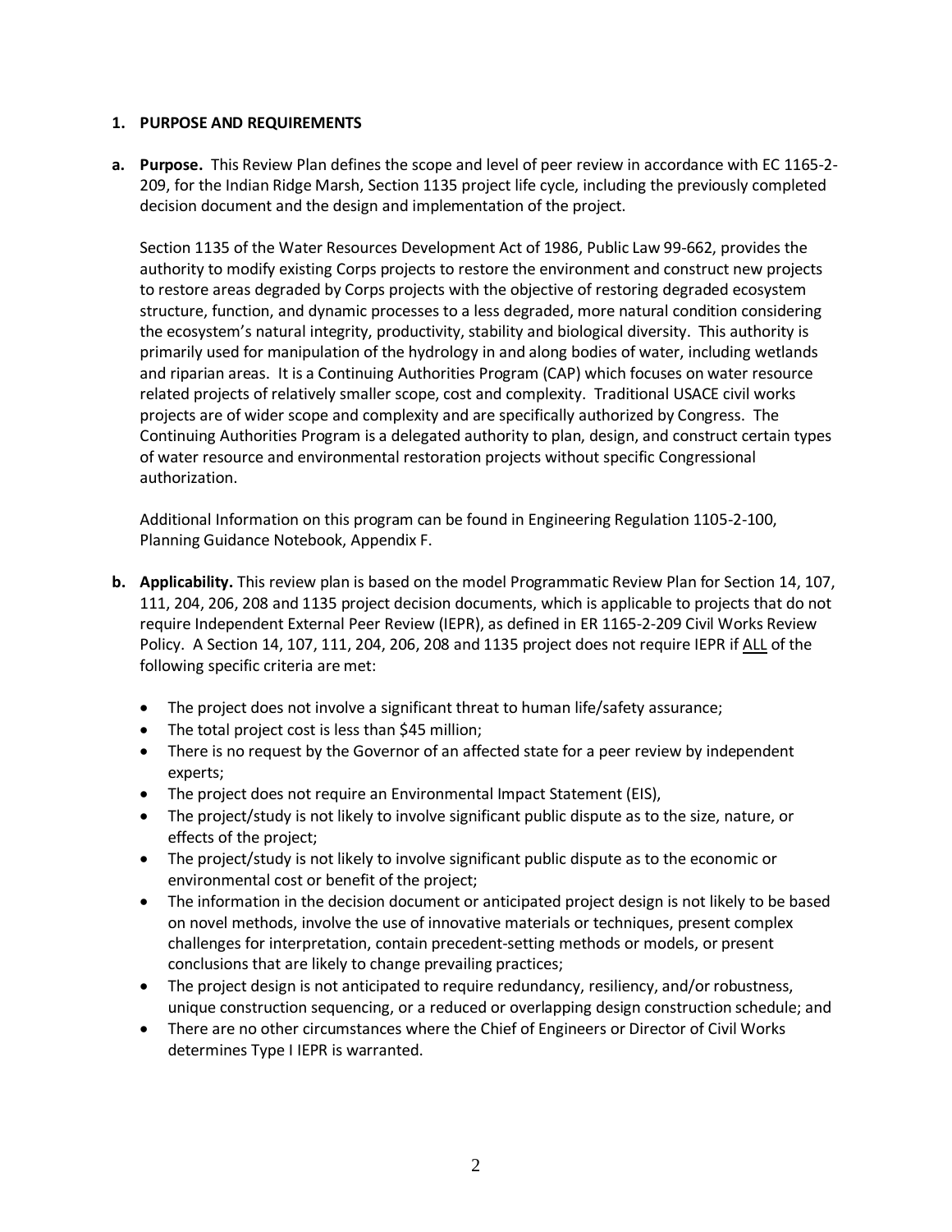## 1. PURPOSE AND REQUIREMENTS

**a. Purpose.** This Review Plan defines the scope and level of peer review in accordance with EC 1165-2-209, for the Indian Ridge Marsh, Section 1135 project life cycle, including the previously completed decision document and the design and implementation of the project.

Section 1135 of the Water Resources Development Act of 1986, Public Law 99-662, provides the authority to modify existing Corps projects to restore the environment and construct new projects to restore areas degraded by Corps projects with the objective of restoring degraded ecosystem structure, function, and dynamic processes to a less degraded, more natural condition considering the ecosystem's natural integrity, productivity, stability and biological diversity. This authority is primarily used for manipulation of the hydrology in and along bodies of water, including wetlands and riparian areas. It is a Continuing Authorities Program (CAP) which focuses on water resource related projects of relatively smaller scope, cost and complexity. Traditional USACE civil works projects are of wider scope and complexity and are specifically authorized by Congress. The Continuing Authorities Program is a delegated authority to plan, design, and construct certain types of water resource and environmental restoration projects without specific Congressional authorization.

Additional Information on this program can be found in Engineering Regulation 1105-2-100, Planning Guidance Notebook, Appendix F.

**b. Applicability.** This review plan is based on the model Programmatic Review Plan for Section 14, 107, 111, 204, 206, 208 and 1135 project decision documents, which is applicable to projects that do not require Independent External Peer Review (IEPR), as defined in ER 1165-2-209 Civil Works Review Policy. A Section 14, 107, 111, 204, 206, 208 and 1135 project does not require IEPR if <u>ALL</u> of the following specific criteria are met:

- The project does not involve a significant threat to human life/safety assurance;
- The total project cost is less than $45 million;
- There is no request by the Governor of an affected state for a peer review by independent experts;
- The project does not require an Environmental Impact Statement (EIS),
- The project/study is not likely to involve significant public dispute as to the size, nature, or effects of the project;
- The project/study is not likely to involve significant public dispute as to the economic or environmental cost or benefit of the project;
- The information in the decision document or anticipated project design is not likely to be based on novel methods, involve the use of innovative materials or techniques, present complex challenges for interpretation, contain precedent-setting methods or models, or present conclusions that are likely to change prevailing practices;
- The project design is not anticipated to require redundancy, resiliency, and/or robustness, unique construction sequencing, or a reduced or overlapping design construction schedule; and
- There are no other circumstances where the Chief of Engineers or Director of Civil Works determines Type I IEPR is warranted.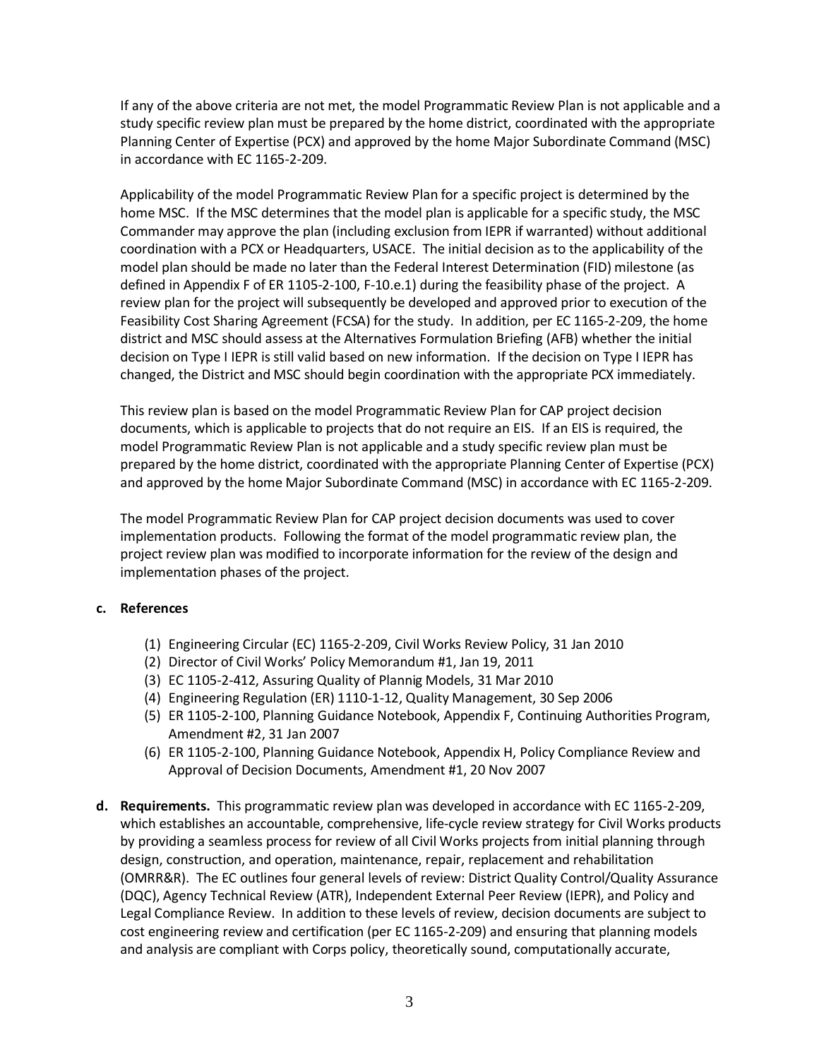If any of the above criteria are not met, the model Programmatic Review Plan is not applicable and a study specific review plan must be prepared by the home district, coordinated with the appropriate Planning Center of Expertise (PCX) and approved by the home Major Subordinate Command (MSC) in accordance with EC 1165-2-209.

Applicability of the model Programmatic Review Plan for a specific project is determined by the home MSC. If the MSC determines that the model plan is applicable for a specific study, the MSC Commander may approve the plan (including exclusion from IEPR if warranted) without additional coordination with a PCX or Headquarters, USACE. The initial decision as to the applicability of the model plan should be made no later than the Federal Interest Determination (FID) milestone (as defined in Appendix F of ER 1105-2-100, F-10.e.1) during the feasibility phase of the project. A review plan for the project will subsequently be developed and approved prior to execution of the Feasibility Cost Sharing Agreement (FCSA) for the study. In addition, per EC 1165-2-209, the home district and MSC should assess at the Alternatives Formulation Briefing (AFB) whether the initial decision on Type I IEPR is still valid based on new information. If the decision on Type I IEPR has changed, the District and MSC should begin coordination with the appropriate PCX immediately.

This review plan is based on the model Programmatic Review Plan for CAP project decision documents, which is applicable to projects that do not require an EIS. If an EIS is required, the model Programmatic Review Plan is not applicable and a study specific review plan must be prepared by the home district, coordinated with the appropriate Planning Center of Expertise (PCX) and approved by the home Major Subordinate Command (MSC) in accordance with EC 1165-2-209.

The model Programmatic Review Plan for CAP project decision documents was used to cover implementation products. Following the format of the model programmatic review plan, the project review plan was modified to incorporate information for the review of the design and implementation phases of the project.

**c. References**

(1) Engineering Circular (EC) 1165-2-209, Civil Works Review Policy, 31 Jan 2010
(2) Director of Civil Works' Policy Memorandum #1, Jan 19, 2011
(3) EC 1105-2-412, Assuring Quality of Plannig Models, 31 Mar 2010
(4) Engineering Regulation (ER) 1110-1-12, Quality Management, 30 Sep 2006
(5) ER 1105-2-100, Planning Guidance Notebook, Appendix F, Continuing Authorities Program, Amendment #2, 31 Jan 2007
(6) ER 1105-2-100, Planning Guidance Notebook, Appendix H, Policy Compliance Review and Approval of Decision Documents, Amendment #1, 20 Nov 2007

**d. Requirements.** This programmatic review plan was developed in accordance with EC 1165-2-209, which establishes an accountable, comprehensive, life-cycle review strategy for Civil Works products by providing a seamless process for review of all Civil Works projects from initial planning through design, construction, and operation, maintenance, repair, replacement and rehabilitation (OMRR&R). The EC outlines four general levels of review: District Quality Control/Quality Assurance (DQC), Agency Technical Review (ATR), Independent External Peer Review (IEPR), and Policy and Legal Compliance Review. In addition to these levels of review, decision documents are subject to cost engineering review and certification (per EC 1165-2-209) and ensuring that planning models and analysis are compliant with Corps policy, theoretically sound, computationally accurate,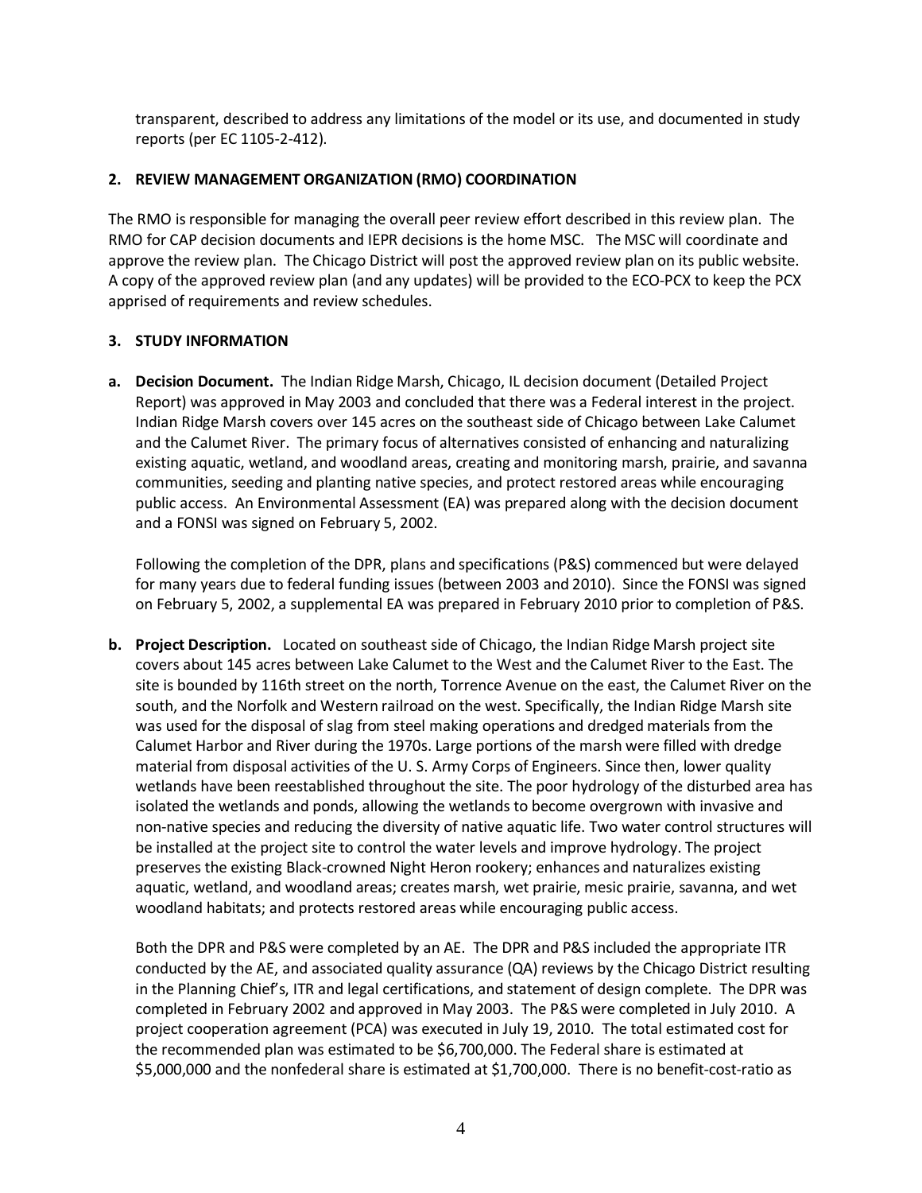transparent, described to address any limitations of the model or its use, and documented in study reports (per EC 1105-2-412).

## 2. REVIEW MANAGEMENT ORGANIZATION (RMO) COORDINATION

The RMO is responsible for managing the overall peer review effort described in this review plan. The RMO for CAP decision documents and IEPR decisions is the home MSC. The MSC will coordinate and approve the review plan. The Chicago District will post the approved review plan on its public website. A copy of the approved review plan (and any updates) will be provided to the ECO-PCX to keep the PCX apprised of requirements and review schedules.

## 3. STUDY INFORMATION

**a. Decision Document.** The Indian Ridge Marsh, Chicago, IL decision document (Detailed Project Report) was approved in May 2003 and concluded that there was a Federal interest in the project. Indian Ridge Marsh covers over 145 acres on the southeast side of Chicago between Lake Calumet and the Calumet River. The primary focus of alternatives consisted of enhancing and naturalizing existing aquatic, wetland, and woodland areas, creating and monitoring marsh, prairie, and savanna communities, seeding and planting native species, and protect restored areas while encouraging public access. An Environmental Assessment (EA) was prepared along with the decision document and a FONSI was signed on February 5, 2002.

Following the completion of the DPR, plans and specifications (P&S) commenced but were delayed for many years due to federal funding issues (between 2003 and 2010). Since the FONSI was signed on February 5, 2002, a supplemental EA was prepared in February 2010 prior to completion of P&S.

**b. Project Description.** Located on southeast side of Chicago, the Indian Ridge Marsh project site covers about 145 acres between Lake Calumet to the West and the Calumet River to the East. The site is bounded by 116th street on the north, Torrence Avenue on the east, the Calumet River on the south, and the Norfolk and Western railroad on the west. Specifically, the Indian Ridge Marsh site was used for the disposal of slag from steel making operations and dredged materials from the Calumet Harbor and River during the 1970s. Large portions of the marsh were filled with dredge material from disposal activities of the U. S. Army Corps of Engineers. Since then, lower quality wetlands have been reestablished throughout the site. The poor hydrology of the disturbed area has isolated the wetlands and ponds, allowing the wetlands to become overgrown with invasive and non-native species and reducing the diversity of native aquatic life. Two water control structures will be installed at the project site to control the water levels and improve hydrology. The project preserves the existing Black-crowned Night Heron rookery; enhances and naturalizes existing aquatic, wetland, and woodland areas; creates marsh, wet prairie, mesic prairie, savanna, and wet woodland habitats; and protects restored areas while encouraging public access.

Both the DPR and P&S were completed by an AE. The DPR and P&S included the appropriate ITR conducted by the AE, and associated quality assurance (QA) reviews by the Chicago District resulting in the Planning Chief's, ITR and legal certifications, and statement of design complete. The DPR was completed in February 2002 and approved in May 2003. The P&S were completed in July 2010. A project cooperation agreement (PCA) was executed in July 19, 2010. The total estimated cost for the recommended plan was estimated to be $6,700,000. The Federal share is estimated at $5,000,000 and the nonfederal share is estimated at $1,700,000. There is no benefit-cost-ratio as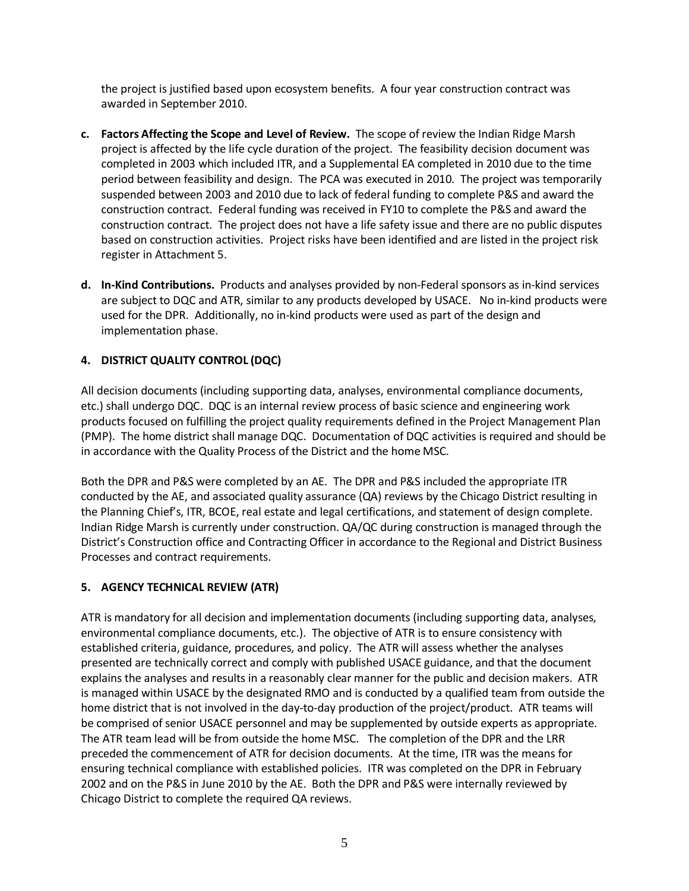the project is justified based upon ecosystem benefits. A four year construction contract was awarded in September 2010.

**c. Factors Affecting the Scope and Level of Review.** The scope of review the Indian Ridge Marsh project is affected by the life cycle duration of the project. The feasibility decision document was completed in 2003 which included ITR, and a Supplemental EA completed in 2010 due to the time period between feasibility and design. The PCA was executed in 2010. The project was temporarily suspended between 2003 and 2010 due to lack of federal funding to complete P&S and award the construction contract. Federal funding was received in FY10 to complete the P&S and award the construction contract. The project does not have a life safety issue and there are no public disputes based on construction activities. Project risks have been identified and are listed in the project risk register in Attachment 5.

**d. In-Kind Contributions.** Products and analyses provided by non-Federal sponsors as in-kind services are subject to DQC and ATR, similar to any products developed by USACE. No in-kind products were used for the DPR. Additionally, no in-kind products were used as part of the design and implementation phase.

## 4. DISTRICT QUALITY CONTROL (DQC)

All decision documents (including supporting data, analyses, environmental compliance documents, etc.) shall undergo DQC. DQC is an internal review process of basic science and engineering work products focused on fulfilling the project quality requirements defined in the Project Management Plan (PMP). The home district shall manage DQC. Documentation of DQC activities is required and should be in accordance with the Quality Process of the District and the home MSC.

Both the DPR and P&S were completed by an AE. The DPR and P&S included the appropriate ITR conducted by the AE, and associated quality assurance (QA) reviews by the Chicago District resulting in the Planning Chief's, ITR, BCOE, real estate and legal certifications, and statement of design complete. Indian Ridge Marsh is currently under construction. QA/QC during construction is managed through the District's Construction office and Contracting Officer in accordance to the Regional and District Business Processes and contract requirements.

## 5. AGENCY TECHNICAL REVIEW (ATR)

ATR is mandatory for all decision and implementation documents (including supporting data, analyses, environmental compliance documents, etc.). The objective of ATR is to ensure consistency with established criteria, guidance, procedures, and policy. The ATR will assess whether the analyses presented are technically correct and comply with published USACE guidance, and that the document explains the analyses and results in a reasonably clear manner for the public and decision makers. ATR is managed within USACE by the designated RMO and is conducted by a qualified team from outside the home district that is not involved in the day-to-day production of the project/product. ATR teams will be comprised of senior USACE personnel and may be supplemented by outside experts as appropriate. The ATR team lead will be from outside the home MSC. The completion of the DPR and the LRR preceded the commencement of ATR for decision documents. At the time, ITR was the means for ensuring technical compliance with established policies. ITR was completed on the DPR in February 2002 and on the P&S in June 2010 by the AE. Both the DPR and P&S were internally reviewed by Chicago District to complete the required QA reviews.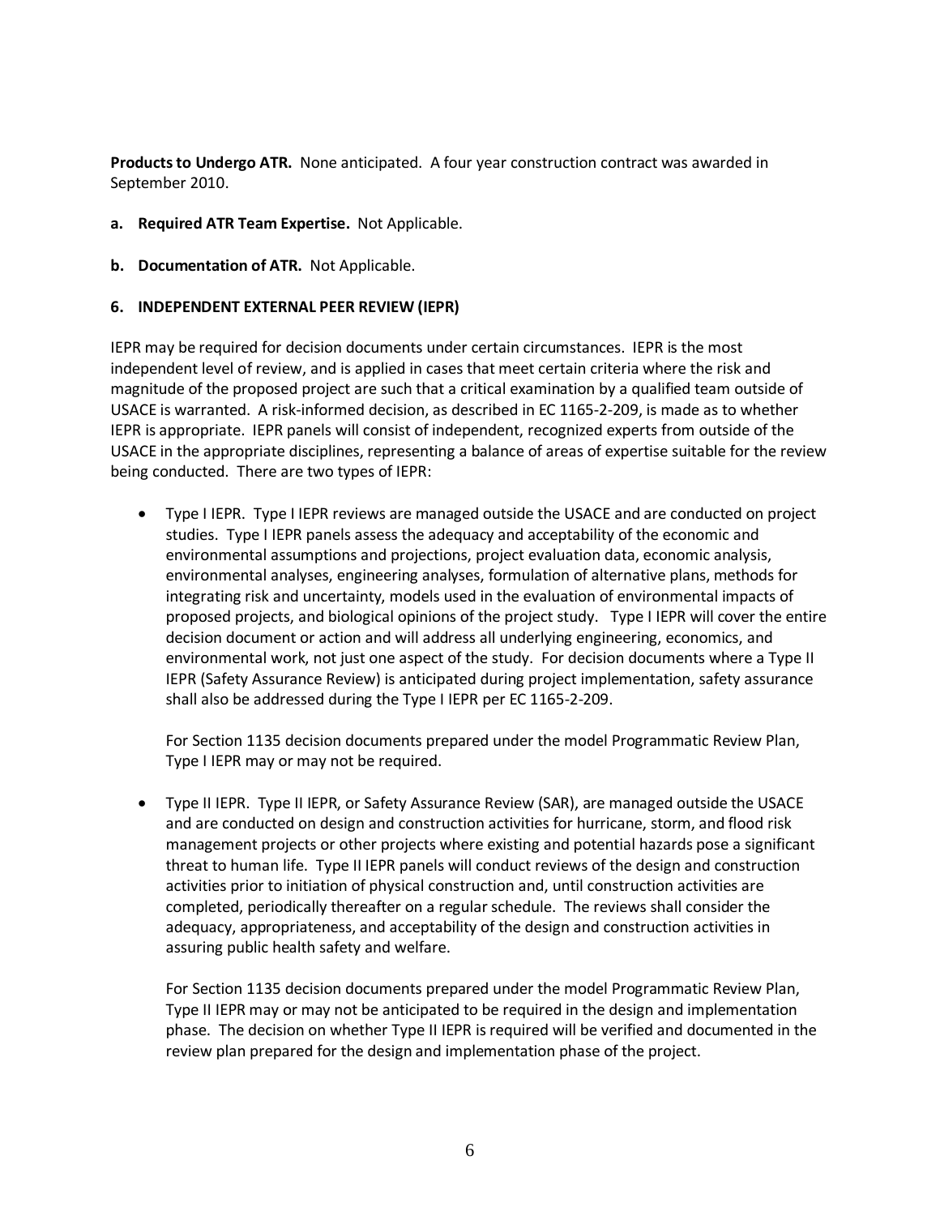**Products to Undergo ATR.** None anticipated. A four year construction contract was awarded in September 2010.

**a. Required ATR Team Expertise.** Not Applicable.

**b. Documentation of ATR.** Not Applicable.

## 6. INDEPENDENT EXTERNAL PEER REVIEW (IEPR)

IEPR may be required for decision documents under certain circumstances. IEPR is the most independent level of review, and is applied in cases that meet certain criteria where the risk and magnitude of the proposed project are such that a critical examination by a qualified team outside of USACE is warranted. A risk-informed decision, as described in EC 1165-2-209, is made as to whether IEPR is appropriate. IEPR panels will consist of independent, recognized experts from outside of the USACE in the appropriate disciplines, representing a balance of areas of expertise suitable for the review being conducted. There are two types of IEPR:

- Type I IEPR. Type I IEPR reviews are managed outside the USACE and are conducted on project studies. Type I IEPR panels assess the adequacy and acceptability of the economic and environmental assumptions and projections, project evaluation data, economic analysis, environmental analyses, engineering analyses, formulation of alternative plans, methods for integrating risk and uncertainty, models used in the evaluation of environmental impacts of proposed projects, and biological opinions of the project study. Type I IEPR will cover the entire decision document or action and will address all underlying engineering, economics, and environmental work, not just one aspect of the study. For decision documents where a Type II IEPR (Safety Assurance Review) is anticipated during project implementation, safety assurance shall also be addressed during the Type I IEPR per EC 1165-2-209.

  For Section 1135 decision documents prepared under the model Programmatic Review Plan, Type I IEPR may or may not be required.

- Type II IEPR. Type II IEPR, or Safety Assurance Review (SAR), are managed outside the USACE and are conducted on design and construction activities for hurricane, storm, and flood risk management projects or other projects where existing and potential hazards pose a significant threat to human life. Type II IEPR panels will conduct reviews of the design and construction activities prior to initiation of physical construction and, until construction activities are completed, periodically thereafter on a regular schedule. The reviews shall consider the adequacy, appropriateness, and acceptability of the design and construction activities in assuring public health safety and welfare.

  For Section 1135 decision documents prepared under the model Programmatic Review Plan, Type II IEPR may or may not be anticipated to be required in the design and implementation phase. The decision on whether Type II IEPR is required will be verified and documented in the review plan prepared for the design and implementation phase of the project.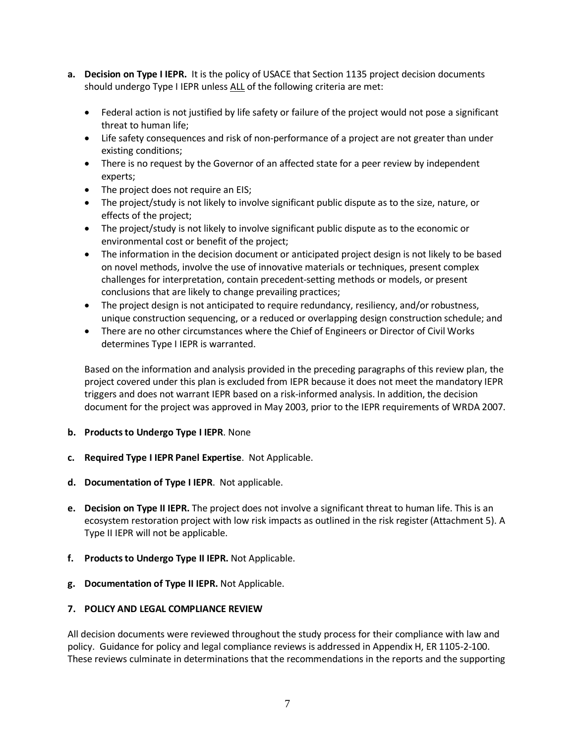**a. Decision on Type I IEPR.** It is the policy of USACE that Section 1135 project decision documents should undergo Type I IEPR unless ALL of the following criteria are met:

- Federal action is not justified by life safety or failure of the project would not pose a significant threat to human life;
- Life safety consequences and risk of non-performance of a project are not greater than under existing conditions;
- There is no request by the Governor of an affected state for a peer review by independent experts;
- The project does not require an EIS;
- The project/study is not likely to involve significant public dispute as to the size, nature, or effects of the project;
- The project/study is not likely to involve significant public dispute as to the economic or environmental cost or benefit of the project;
- The information in the decision document or anticipated project design is not likely to be based on novel methods, involve the use of innovative materials or techniques, present complex challenges for interpretation, contain precedent-setting methods or models, or present conclusions that are likely to change prevailing practices;
- The project design is not anticipated to require redundancy, resiliency, and/or robustness, unique construction sequencing, or a reduced or overlapping design construction schedule; and
- There are no other circumstances where the Chief of Engineers or Director of Civil Works determines Type I IEPR is warranted.

Based on the information and analysis provided in the preceding paragraphs of this review plan, the project covered under this plan is excluded from IEPR because it does not meet the mandatory IEPR triggers and does not warrant IEPR based on a risk-informed analysis. In addition, the decision document for the project was approved in May 2003, prior to the IEPR requirements of WRDA 2007.

**b. Products to Undergo Type I IEPR**. None

**c. Required Type I IEPR Panel Expertise**. Not Applicable.

**d. Documentation of Type I IEPR**. Not applicable.

**e. Decision on Type II IEPR.** The project does not involve a significant threat to human life. This is an ecosystem restoration project with low risk impacts as outlined in the risk register (Attachment 5). A Type II IEPR will not be applicable.

**f. Products to Undergo Type II IEPR.** Not Applicable.

**g. Documentation of Type II IEPR.** Not Applicable.

## 7. POLICY AND LEGAL COMPLIANCE REVIEW

All decision documents were reviewed throughout the study process for their compliance with law and policy. Guidance for policy and legal compliance reviews is addressed in Appendix H, ER 1105-2-100. These reviews culminate in determinations that the recommendations in the reports and the supporting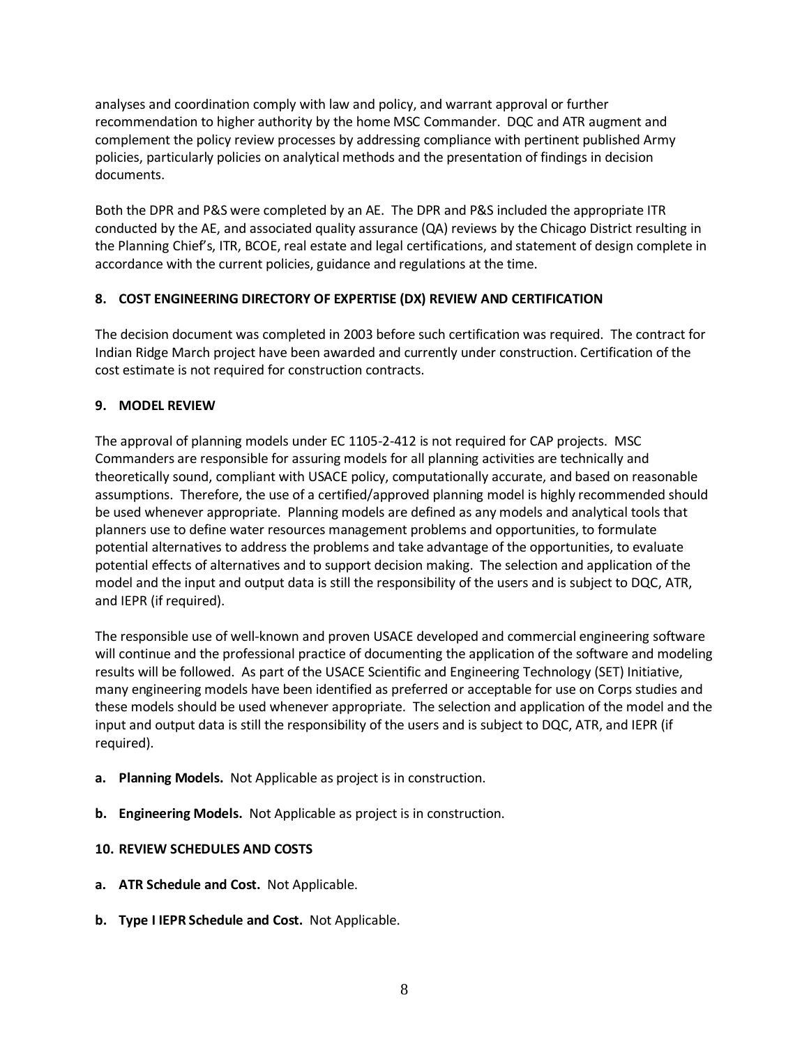analyses and coordination comply with law and policy, and warrant approval or further recommendation to higher authority by the home MSC Commander. DQC and ATR augment and complement the policy review processes by addressing compliance with pertinent published Army policies, particularly policies on analytical methods and the presentation of findings in decision documents.

Both the DPR and P&S were completed by an AE. The DPR and P&S included the appropriate ITR conducted by the AE, and associated quality assurance (QA) reviews by the Chicago District resulting in the Planning Chief's, ITR, BCOE, real estate and legal certifications, and statement of design complete in accordance with the current policies, guidance and regulations at the time.

## 8. COST ENGINEERING DIRECTORY OF EXPERTISE (DX) REVIEW AND CERTIFICATION

The decision document was completed in 2003 before such certification was required. The contract for Indian Ridge March project have been awarded and currently under construction. Certification of the cost estimate is not required for construction contracts.

## 9. MODEL REVIEW

The approval of planning models under EC 1105-2-412 is not required for CAP projects. MSC Commanders are responsible for assuring models for all planning activities are technically and theoretically sound, compliant with USACE policy, computationally accurate, and based on reasonable assumptions. Therefore, the use of a certified/approved planning model is highly recommended should be used whenever appropriate. Planning models are defined as any models and analytical tools that planners use to define water resources management problems and opportunities, to formulate potential alternatives to address the problems and take advantage of the opportunities, to evaluate potential effects of alternatives and to support decision making. The selection and application of the model and the input and output data is still the responsibility of the users and is subject to DQC, ATR, and IEPR (if required).

The responsible use of well-known and proven USACE developed and commercial engineering software will continue and the professional practice of documenting the application of the software and modeling results will be followed. As part of the USACE Scientific and Engineering Technology (SET) Initiative, many engineering models have been identified as preferred or acceptable for use on Corps studies and these models should be used whenever appropriate. The selection and application of the model and the input and output data is still the responsibility of the users and is subject to DQC, ATR, and IEPR (if required).

**a. Planning Models.** Not Applicable as project is in construction.

**b. Engineering Models.** Not Applicable as project is in construction.

## 10. REVIEW SCHEDULES AND COSTS

**a. ATR Schedule and Cost.** Not Applicable.

**b. Type I IEPR Schedule and Cost.** Not Applicable.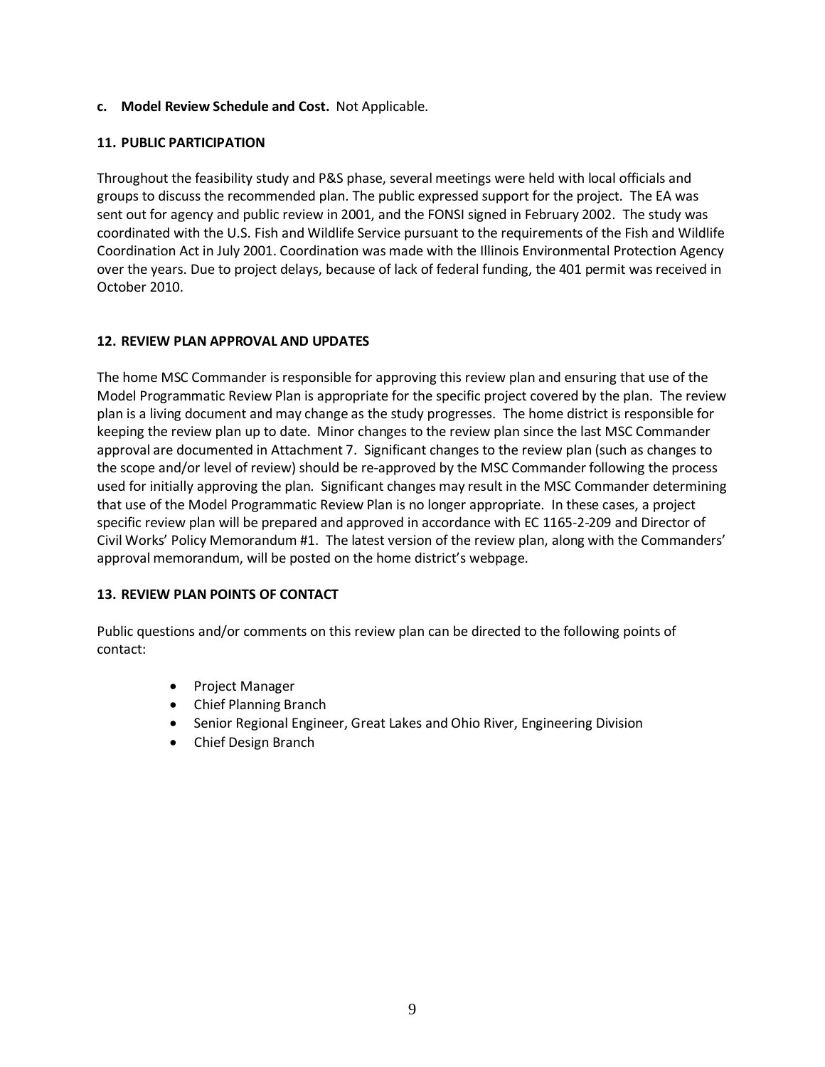**c. Model Review Schedule and Cost.** Not Applicable.

## 11. PUBLIC PARTICIPATION

Throughout the feasibility study and P&S phase, several meetings were held with local officials and groups to discuss the recommended plan. The public expressed support for the project. The EA was sent out for agency and public review in 2001, and the FONSI signed in February 2002. The study was coordinated with the U.S. Fish and Wildlife Service pursuant to the requirements of the Fish and Wildlife Coordination Act in July 2001. Coordination was made with the Illinois Environmental Protection Agency over the years. Due to project delays, because of lack of federal funding, the 401 permit was received in October 2010.

## 12. REVIEW PLAN APPROVAL AND UPDATES

The home MSC Commander is responsible for approving this review plan and ensuring that use of the Model Programmatic Review Plan is appropriate for the specific project covered by the plan. The review plan is a living document and may change as the study progresses. The home district is responsible for keeping the review plan up to date. Minor changes to the review plan since the last MSC Commander approval are documented in Attachment 7. Significant changes to the review plan (such as changes to the scope and/or level of review) should be re-approved by the MSC Commander following the process used for initially approving the plan. Significant changes may result in the MSC Commander determining that use of the Model Programmatic Review Plan is no longer appropriate. In these cases, a project specific review plan will be prepared and approved in accordance with EC 1165-2-209 and Director of Civil Works' Policy Memorandum #1. The latest version of the review plan, along with the Commanders' approval memorandum, will be posted on the home district's webpage.

## 13. REVIEW PLAN POINTS OF CONTACT

Public questions and/or comments on this review plan can be directed to the following points of contact:

- Project Manager
- Chief Planning Branch
- Senior Regional Engineer, Great Lakes and Ohio River, Engineering Division
- Chief Design Branch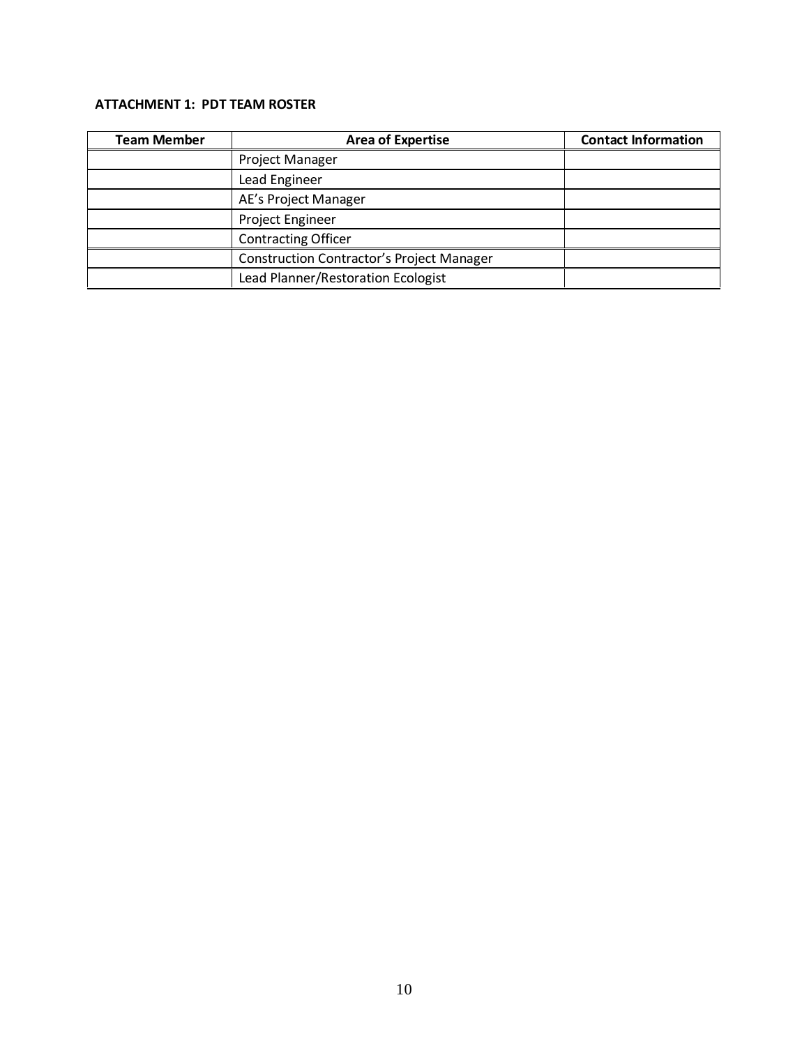**ATTACHMENT 1: PDT TEAM ROSTER**

| Team Member | Area of Expertise | Contact Information |
|---|---|---|
| | Project Manager | |
| | Lead Engineer | |
| | AE's Project Manager | |
| | Project Engineer | |
| | Contracting Officer | |
| | Construction Contractor's Project Manager | |
| | Lead Planner/Restoration Ecologist | |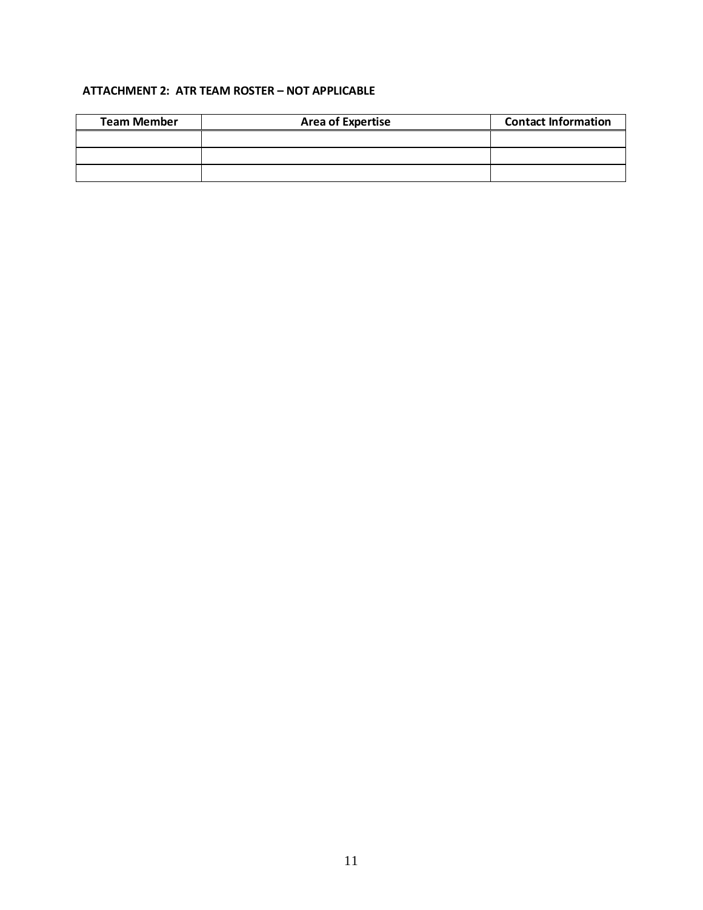**ATTACHMENT 2: ATR TEAM ROSTER – NOT APPLICABLE**

| Team Member | Area of Expertise | Contact Information |
|---|---|---|
| | | |
| | | |
| | | |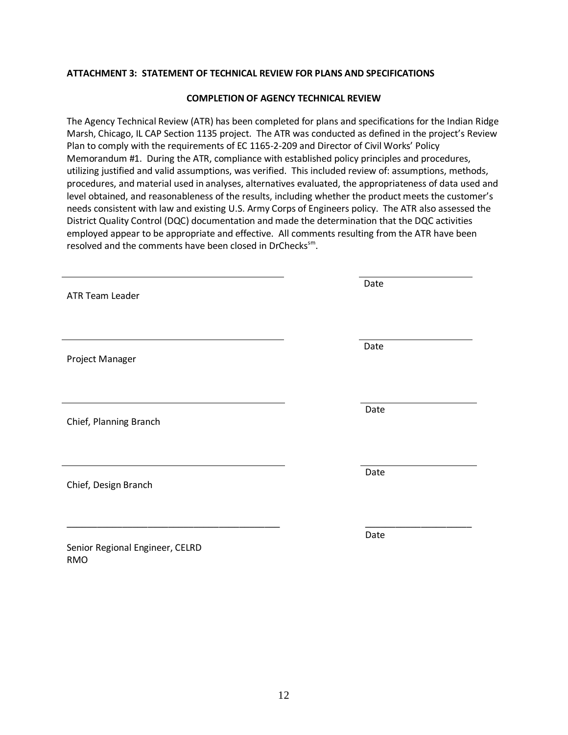**ATTACHMENT 3: STATEMENT OF TECHNICAL REVIEW FOR PLANS AND SPECIFICATIONS**

**COMPLETION OF AGENCY TECHNICAL REVIEW**

The Agency Technical Review (ATR) has been completed for plans and specifications for the Indian Ridge Marsh, Chicago, IL CAP Section 1135 project. The ATR was conducted as defined in the project's Review Plan to comply with the requirements of EC 1165-2-209 and Director of Civil Works' Policy Memorandum #1. During the ATR, compliance with established policy principles and procedures, utilizing justified and valid assumptions, was verified. This included review of: assumptions, methods, procedures, and material used in analyses, alternatives evaluated, the appropriateness of data used and level obtained, and reasonableness of the results, including whether the product meets the customer's needs consistent with law and existing U.S. Army Corps of Engineers policy. The ATR also assessed the District Quality Control (DQC) documentation and made the determination that the DQC activities employed appear to be appropriate and effective. All comments resulting from the ATR have been resolved and the comments have been closed in DrChecks[sm].

\_\_\_\_\_\_\_\_\_\_\_\_\_\_\_\_\_\_\_\_\_\_\_\_\_\_\_\_\_\_\_\_\_\_\_\_\_\_\_\_ \_\_\_\_\_\_\_\_\_\_\_\_\_\_\_\_\_\_\_\_\_\_
ATR Team Leader Date

\_\_\_\_\_\_\_\_\_\_\_\_\_\_\_\_\_\_\_\_\_\_\_\_\_\_\_\_\_\_\_\_\_\_\_\_\_\_\_\_ \_\_\_\_\_\_\_\_\_\_\_\_\_\_\_\_\_\_\_\_\_\_
Project Manager Date

\_\_\_\_\_\_\_\_\_\_\_\_\_\_\_\_\_\_\_\_\_\_\_\_\_\_\_\_\_\_\_\_\_\_\_\_\_\_\_\_ \_\_\_\_\_\_\_\_\_\_\_\_\_\_\_\_\_\_\_\_\_\_
Chief, Planning Branch Date

\_\_\_\_\_\_\_\_\_\_\_\_\_\_\_\_\_\_\_\_\_\_\_\_\_\_\_\_\_\_\_\_\_\_\_\_\_\_\_\_ \_\_\_\_\_\_\_\_\_\_\_\_\_\_\_\_\_\_\_\_\_\_
Chief, Design Branch Date

\_\_\_\_\_\_\_\_\_\_\_\_\_\_\_\_\_\_\_\_\_\_\_\_\_\_\_\_\_\_\_\_\_\_\_\_\_\_\_\_ \_\_\_\_\_\_\_\_\_\_\_\_\_\_\_\_\_\_\_\_\_\_
Senior Regional Engineer, CELRD
RMO Date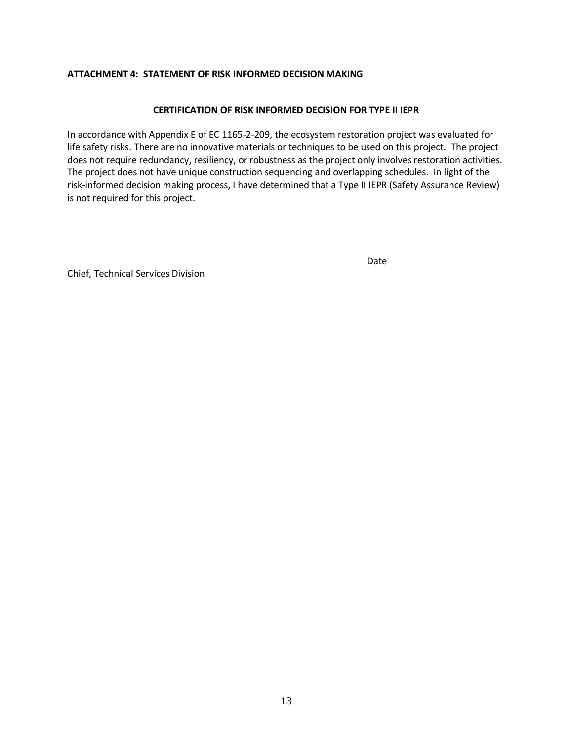**ATTACHMENT 4: STATEMENT OF RISK INFORMED DECISION MAKING**

**CERTIFICATION OF RISK INFORMED DECISION FOR TYPE II IEPR**

In accordance with Appendix E of EC 1165-2-209, the ecosystem restoration project was evaluated for life safety risks. There are no innovative materials or techniques to be used on this project. The project does not require redundancy, resiliency, or robustness as the project only involves restoration activities. The project does not have unique construction sequencing and overlapping schedules. In light of the risk-informed decision making process, I have determined that a Type II IEPR (Safety Assurance Review) is not required for this project.

\_\_\_\_\_\_\_\_\_\_\_\_\_\_\_\_\_\_\_\_\_\_\_\_\_\_\_\_\_\_\_\_\_\_\_\_\_\_\_\_ \_\_\_\_\_\_\_\_\_\_\_\_\_\_\_\_\_\_\_\_

Chief, Technical Services Division Date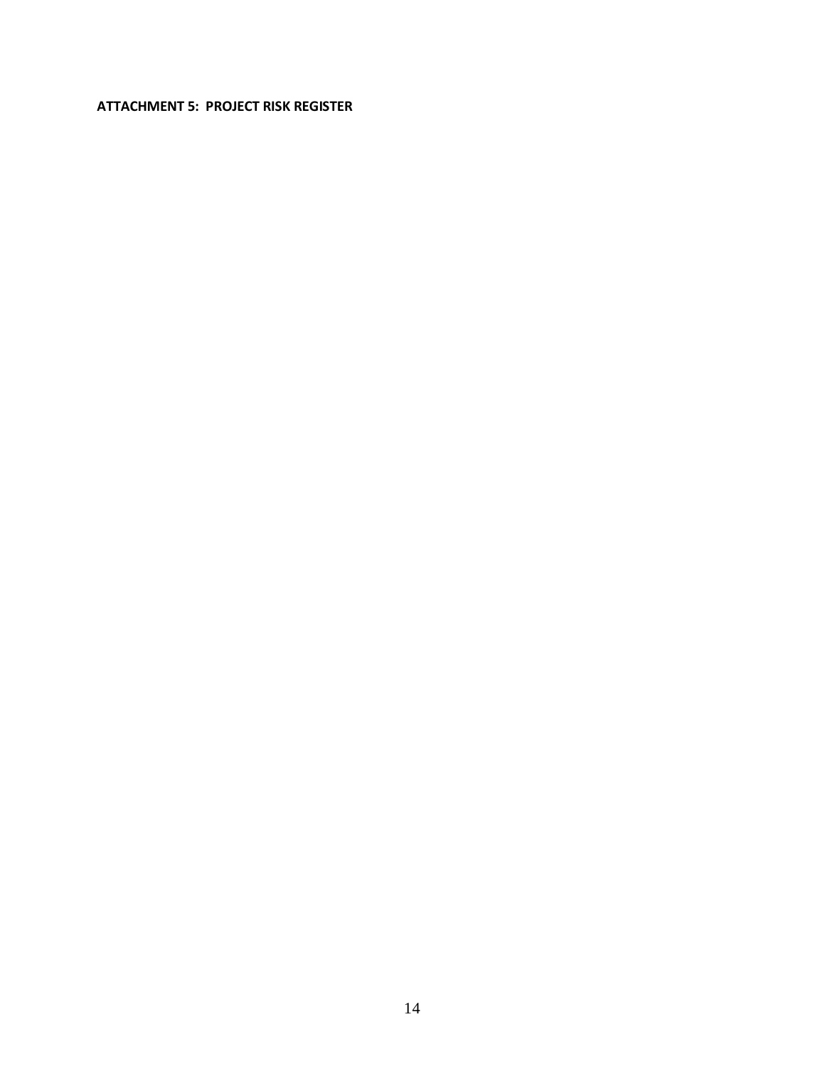**ATTACHMENT 5: PROJECT RISK REGISTER**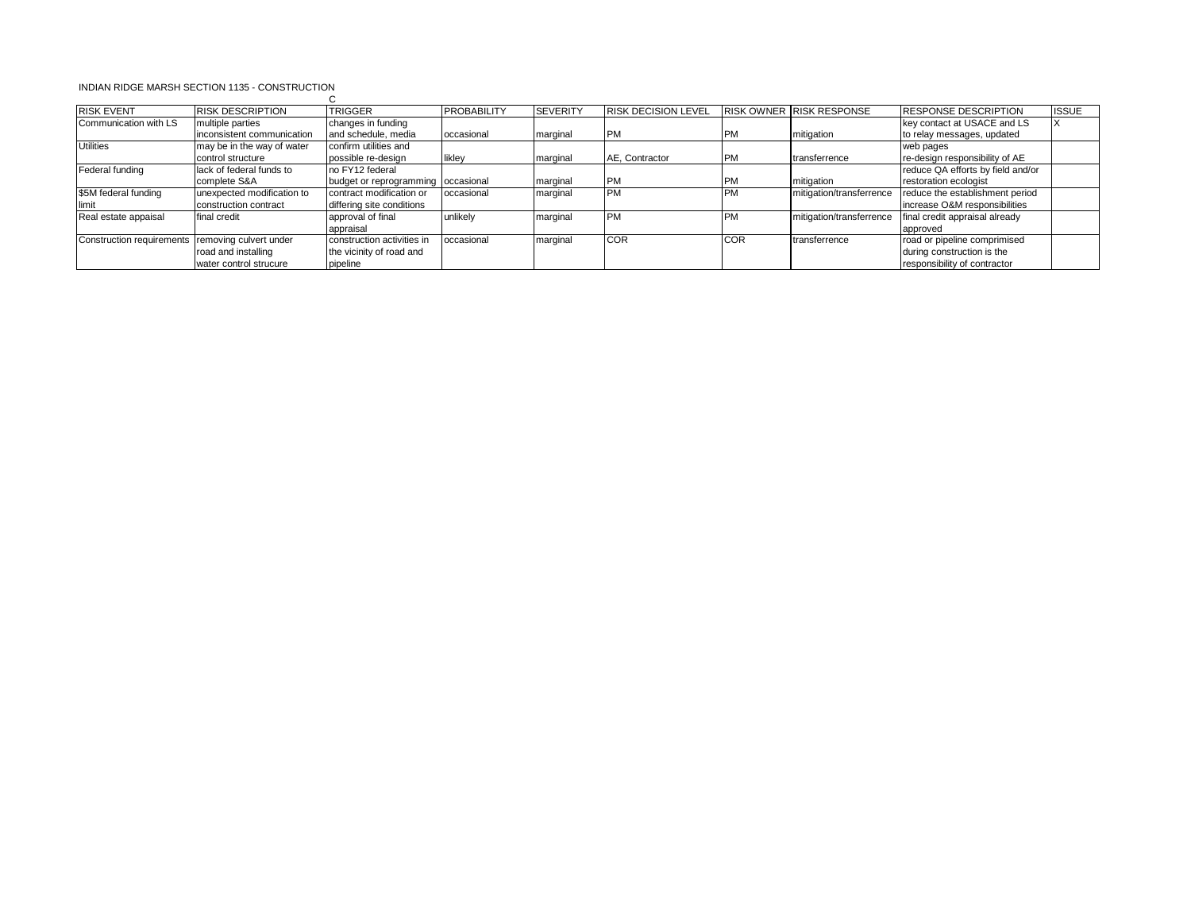INDIAN RIDGE MARSH SECTION 1135 - CONSTRUCTION

C

| RISK EVENT | RISK DESCRIPTION | TRIGGER | PROBABILITY | SEVERITY | RISK DECISION LEVEL | RISK OWNER | RISK RESPONSE | RESPONSE DESCRIPTION | ISSUE |
|---|---|---|---|---|---|---|---|---|---|
| Communication with LS | multiple parties inconsistent communication | changes in funding and schedule, media | occasional | marginal | PM | PM | mitigation | key contact at USACE and LS to relay messages, updated web pages | X |
| Utilities | may be in the way of water control structure | confirm utilities and possible re-design | likley | marginal | AE, Contractor | PM | transferrence | re-design responsibility of AE | |
| Federal funding | lack of federal funds to complete S&A | no FY12 federal budget or reprogramming | occasional | marginal | PM | PM | mitigation | reduce QA efforts by field and/or restoration ecologist | |
| $5M federal funding limit | unexpected modification to construction contract | contract modification or differing site conditions | occasional | marginal | PM | PM | mitigation/transferrence | reduce the establishment period increase O&M responsibilities | |
| Real estate appaisal | final credit | approval of final appraisal | unlikely | marginal | PM | PM | mitigation/transferrence | final credit appraisal already approved | |
| Construction requirements | removing culvert under road and installing water control strucure | construction activities in the vicinity of road and pipeline | occasional | marginal | COR | COR | transferrence | road or pipeline comprimised during construction is the responsibility of contractor | |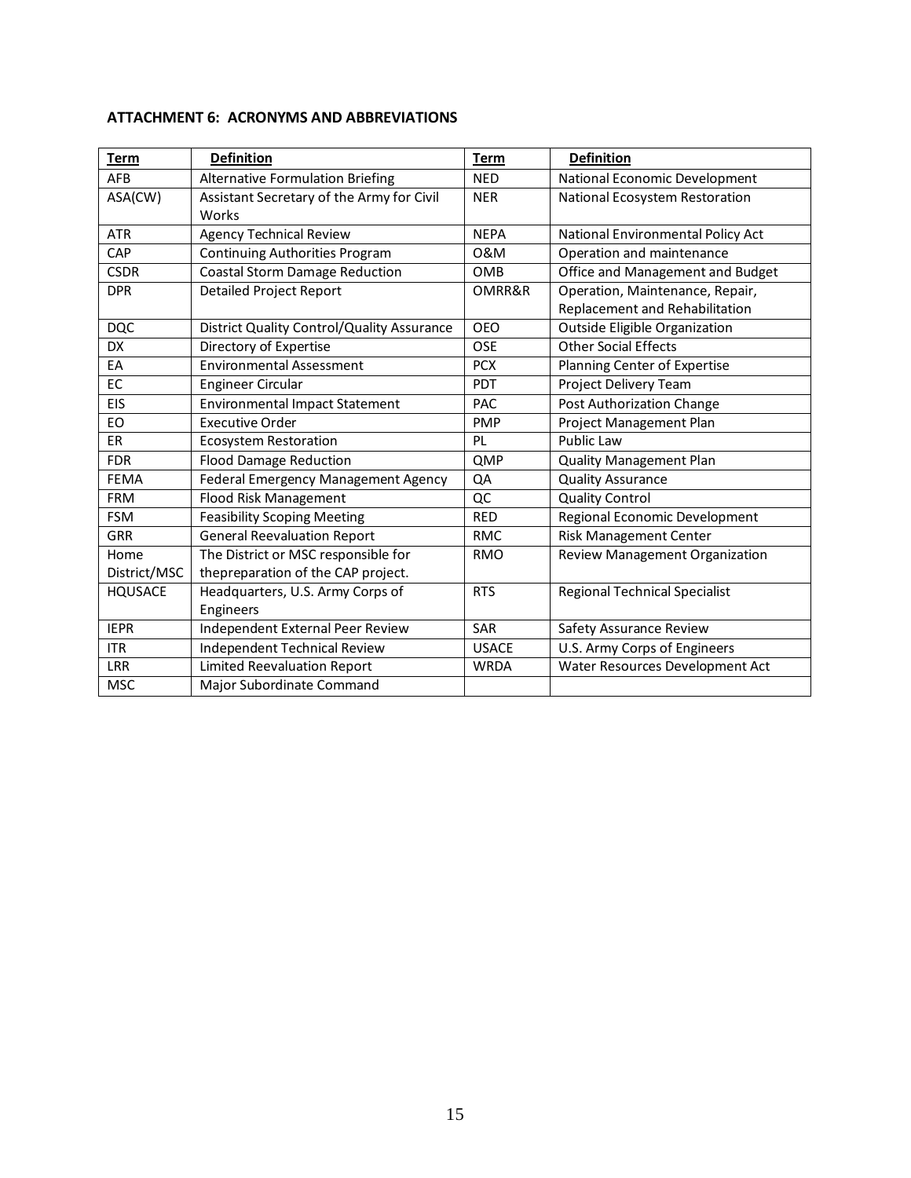**ATTACHMENT 6: ACRONYMS AND ABBREVIATIONS**

| Term | Definition | Term | Definition |
|---|---|---|---|
| AFB | Alternative Formulation Briefing | NED | National Economic Development |
| ASA(CW) | Assistant Secretary of the Army for Civil Works | NER | National Ecosystem Restoration |
| ATR | Agency Technical Review | NEPA | National Environmental Policy Act |
| CAP | Continuing Authorities Program | O&M | Operation and maintenance |
| CSDR | Coastal Storm Damage Reduction | OMB | Office and Management and Budget |
| DPR | Detailed Project Report | OMRR&R | Operation, Maintenance, Repair, Replacement and Rehabilitation |
| DQC | District Quality Control/Quality Assurance | OEO | Outside Eligible Organization |
| DX | Directory of Expertise | OSE | Other Social Effects |
| EA | Environmental Assessment | PCX | Planning Center of Expertise |
| EC | Engineer Circular | PDT | Project Delivery Team |
| EIS | Environmental Impact Statement | PAC | Post Authorization Change |
| EO | Executive Order | PMP | Project Management Plan |
| ER | Ecosystem Restoration | PL | Public Law |
| FDR | Flood Damage Reduction | QMP | Quality Management Plan |
| FEMA | Federal Emergency Management Agency | QA | Quality Assurance |
| FRM | Flood Risk Management | QC | Quality Control |
| FSM | Feasibility Scoping Meeting | RED | Regional Economic Development |
| GRR | General Reevaluation Report | RMC | Risk Management Center |
| Home District/MSC | The District or MSC responsible for thepreparation of the CAP project. | RMO | Review Management Organization |
| HQUSACE | Headquarters, U.S. Army Corps of Engineers | RTS | Regional Technical Specialist |
| IEPR | Independent External Peer Review | SAR | Safety Assurance Review |
| ITR | Independent Technical Review | USACE | U.S. Army Corps of Engineers |
| LRR | Limited Reevaluation Report | WRDA | Water Resources Development Act |
| MSC | Major Subordinate Command | | |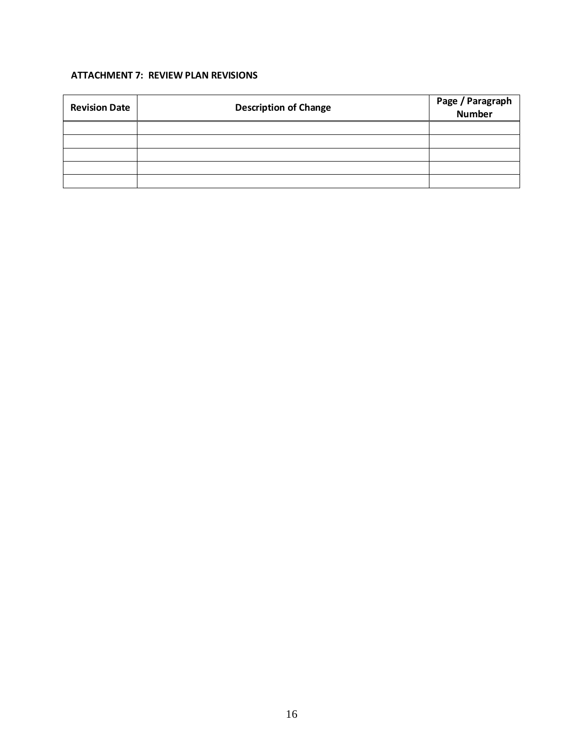**ATTACHMENT 7: REVIEW PLAN REVISIONS**

| Revision Date | Description of Change | Page / Paragraph Number |
| --- | --- | --- |
| | | |
| | | |
| | | |
| | | |
| | | |